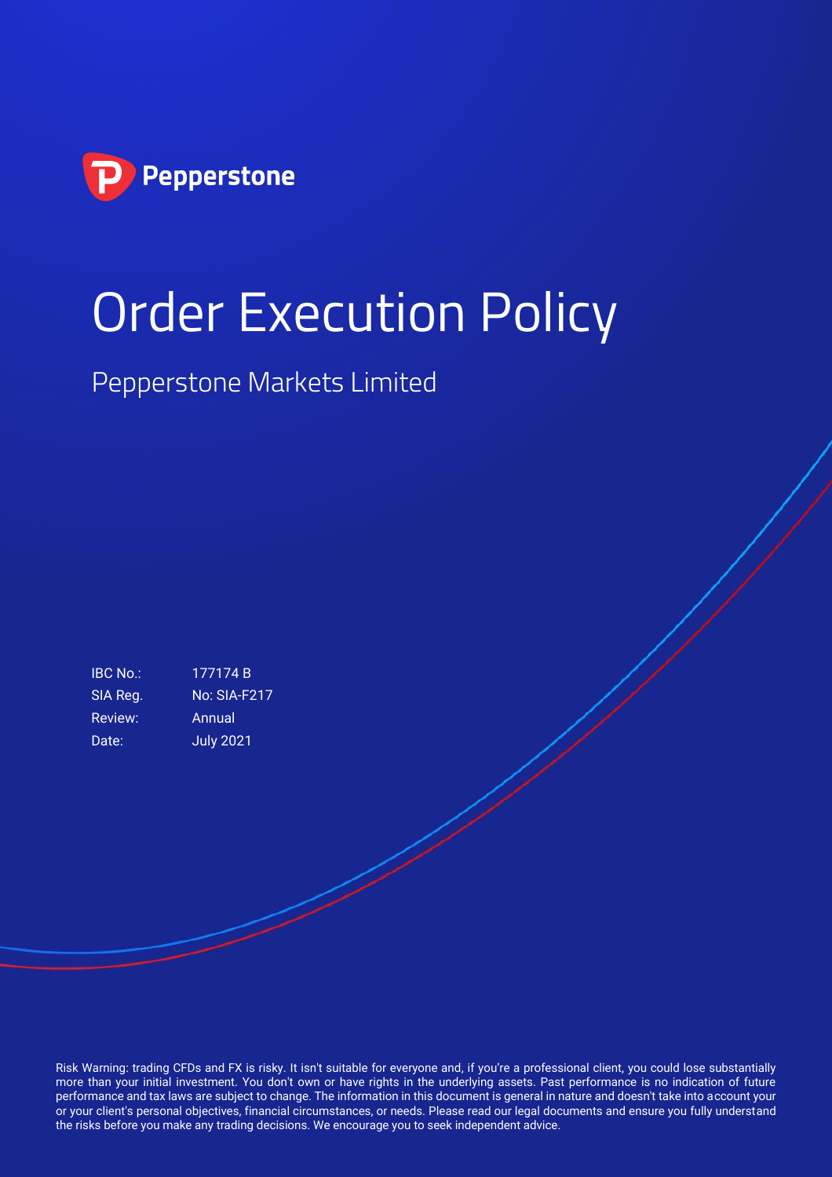Pepperstone

# Order Execution Policy

## Pepperstone Markets Limited

| | |
|---|---|
| IBC No.: | 177174 B |
| SIA Reg. | No: SIA-F217 |
| Review: | Annual |
| Date: | July 2021 |

Risk Warning: trading CFDs and FX is risky. It isn't suitable for everyone and, if you're a professional client, you could lose substantially more than your initial investment. You don't own or have rights in the underlying assets. Past performance is no indication of future performance and tax laws are subject to change. The information in this document is general in nature and doesn't take into account your or your client's personal objectives, financial circumstances, or needs. Please read our legal documents and ensure you fully understand the risks before you make any trading decisions. We encourage you to seek independent advice.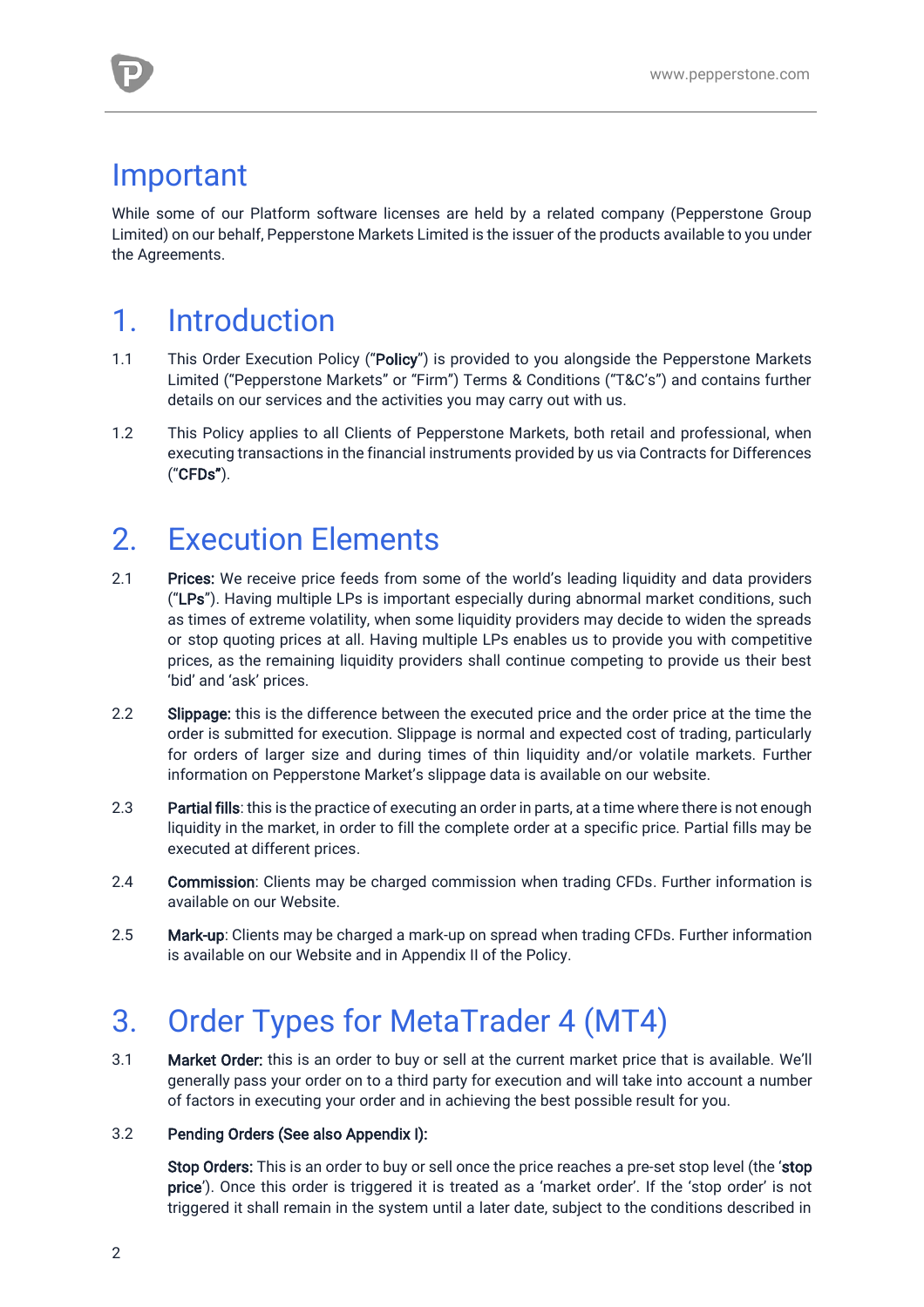# Important

While some of our Platform software licenses are held by a related company (Pepperstone Group Limited) on our behalf, Pepperstone Markets Limited is the issuer of the products available to you under the Agreements.

# 1. Introduction

1.1 This Order Execution Policy ("**Policy**") is provided to you alongside the Pepperstone Markets Limited ("Pepperstone Markets" or "Firm") Terms & Conditions ("T&C's") and contains further details on our services and the activities you may carry out with us.

1.2 This Policy applies to all Clients of Pepperstone Markets, both retail and professional, when executing transactions in the financial instruments provided by us via Contracts for Differences ("**CFDs**").

# 2. Execution Elements

2.1 **Prices:** We receive price feeds from some of the world's leading liquidity and data providers ("**LPs**"). Having multiple LPs is important especially during abnormal market conditions, such as times of extreme volatility, when some liquidity providers may decide to widen the spreads or stop quoting prices at all. Having multiple LPs enables us to provide you with competitive prices, as the remaining liquidity providers shall continue competing to provide us their best 'bid' and 'ask' prices.

2.2 **Slippage:** this is the difference between the executed price and the order price at the time the order is submitted for execution. Slippage is normal and expected cost of trading, particularly for orders of larger size and during times of thin liquidity and/or volatile markets. Further information on Pepperstone Market's slippage data is available on our website.

2.3 **Partial fills**: this is the practice of executing an order in parts, at a time where there is not enough liquidity in the market, in order to fill the complete order at a specific price. Partial fills may be executed at different prices.

2.4 **Commission**: Clients may be charged commission when trading CFDs. Further information is available on our Website.

2.5 **Mark-up**: Clients may be charged a mark-up on spread when trading CFDs. Further information is available on our Website and in Appendix II of the Policy.

# 3. Order Types for MetaTrader 4 (MT4)

3.1 **Market Order:** this is an order to buy or sell at the current market price that is available. We'll generally pass your order on to a third party for execution and will take into account a number of factors in executing your order and in achieving the best possible result for you.

3.2 **Pending Orders (See also Appendix I):**

**Stop Orders:** This is an order to buy or sell once the price reaches a pre-set stop level (the '**stop price**'). Once this order is triggered it is treated as a 'market order'. If the 'stop order' is not triggered it shall remain in the system until a later date, subject to the conditions described in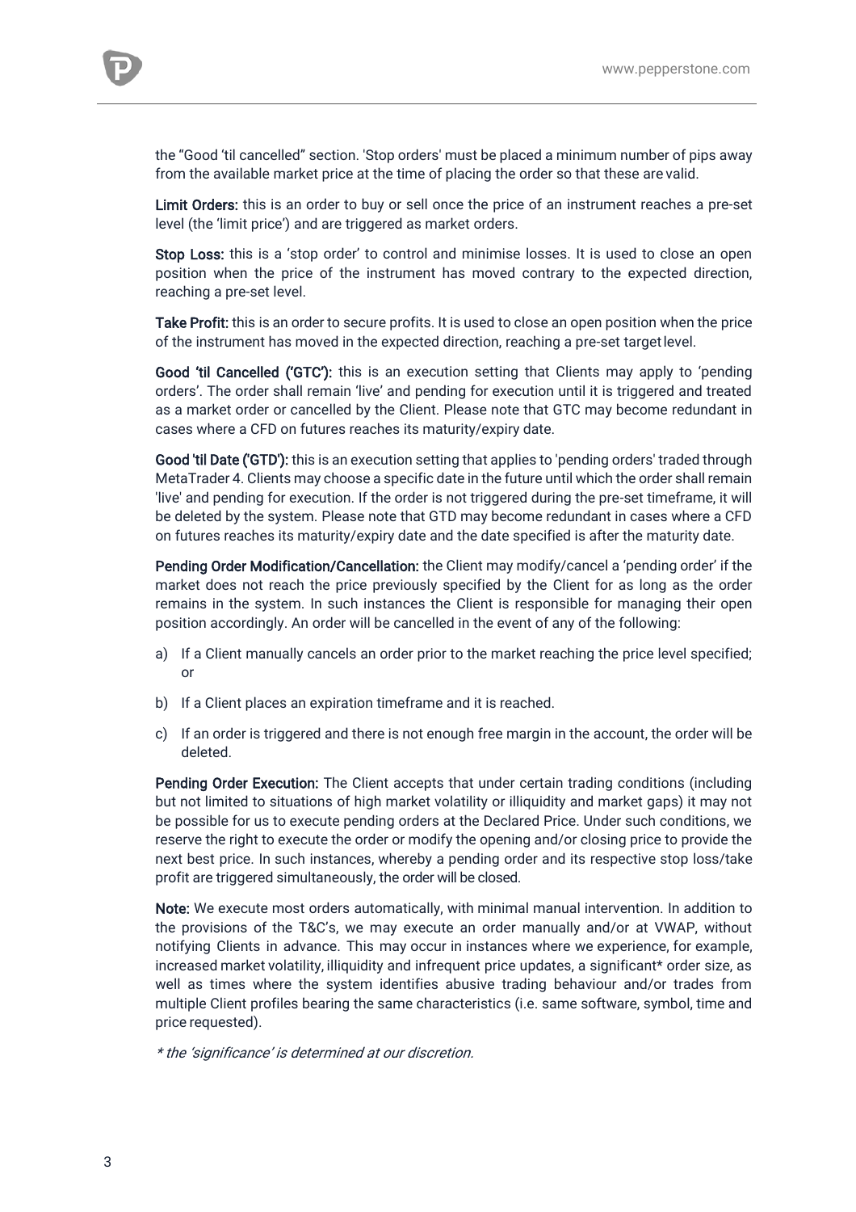the “Good ‘til cancelled” section. 'Stop orders' must be placed a minimum number of pips away from the available market price at the time of placing the order so that these are valid.

**Limit Orders:** this is an order to buy or sell once the price of an instrument reaches a pre-set level (the ‘limit price’) and are triggered as market orders.

**Stop Loss:** this is a ‘stop order’ to control and minimise losses. It is used to close an open position when the price of the instrument has moved contrary to the expected direction, reaching a pre-set level.

**Take Profit:** this is an order to secure profits. It is used to close an open position when the price of the instrument has moved in the expected direction, reaching a pre-set target level.

**Good ‘til Cancelled (‘GTC’):** this is an execution setting that Clients may apply to ‘pending orders’. The order shall remain ‘live’ and pending for execution until it is triggered and treated as a market order or cancelled by the Client. Please note that GTC may become redundant in cases where a CFD on futures reaches its maturity/expiry date.

**Good 'til Date ('GTD'):** this is an execution setting that applies to 'pending orders' traded through MetaTrader 4. Clients may choose a specific date in the future until which the order shall remain 'live' and pending for execution. If the order is not triggered during the pre-set timeframe, it will be deleted by the system. Please note that GTD may become redundant in cases where a CFD on futures reaches its maturity/expiry date and the date specified is after the maturity date.

**Pending Order Modification/Cancellation:** the Client may modify/cancel a ‘pending order’ if the market does not reach the price previously specified by the Client for as long as the order remains in the system. In such instances the Client is responsible for managing their open position accordingly. An order will be cancelled in the event of any of the following:

a) If a Client manually cancels an order prior to the market reaching the price level specified; or

b) If a Client places an expiration timeframe and it is reached.

c) If an order is triggered and there is not enough free margin in the account, the order will be deleted.

**Pending Order Execution:** The Client accepts that under certain trading conditions (including but not limited to situations of high market volatility or illiquidity and market gaps) it may not be possible for us to execute pending orders at the Declared Price. Under such conditions, we reserve the right to execute the order or modify the opening and/or closing price to provide the next best price. In such instances, whereby a pending order and its respective stop loss/take profit are triggered simultaneously, the order will be closed.

**Note:** We execute most orders automatically, with minimal manual intervention. In addition to the provisions of the T&C’s, we may execute an order manually and/or at VWAP, without notifying Clients in advance. This may occur in instances where we experience, for example, increased market volatility, illiquidity and infrequent price updates, a significant* order size, as well as times where the system identifies abusive trading behaviour and/or trades from multiple Client profiles bearing the same characteristics (i.e. same software, symbol, time and price requested).

*\* the ‘significance’ is determined at our discretion.*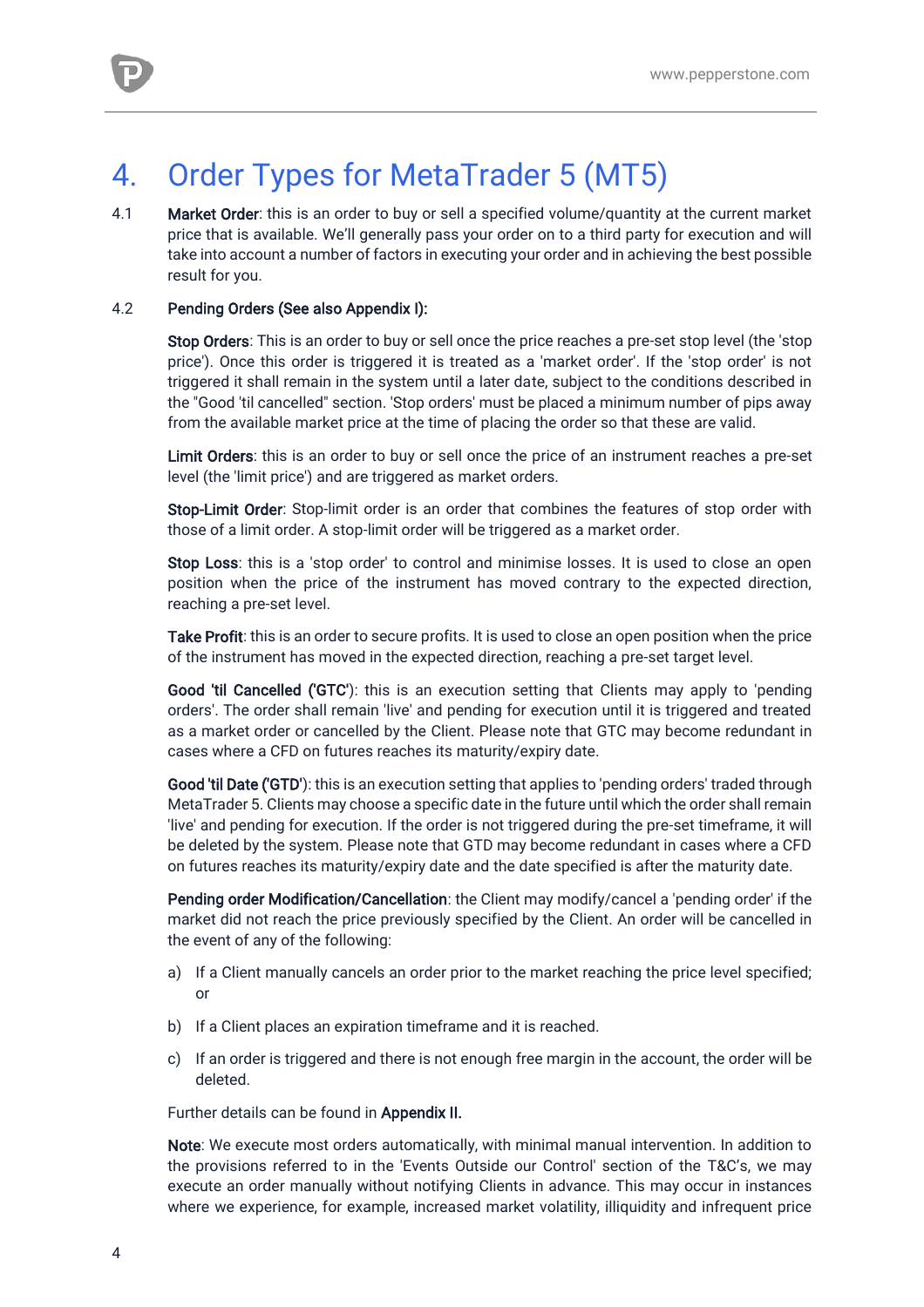# 4. Order Types for MetaTrader 5 (MT5)

4.1 **Market Order**: this is an order to buy or sell a specified volume/quantity at the current market price that is available. We'll generally pass your order on to a third party for execution and will take into account a number of factors in executing your order and in achieving the best possible result for you.

4.2 **Pending Orders (See also Appendix I):**

**Stop Orders**: This is an order to buy or sell once the price reaches a pre-set stop level (the 'stop price'). Once this order is triggered it is treated as a 'market order'. If the 'stop order' is not triggered it shall remain in the system until a later date, subject to the conditions described in the "Good 'til cancelled" section. 'Stop orders' must be placed a minimum number of pips away from the available market price at the time of placing the order so that these are valid.

**Limit Orders**: this is an order to buy or sell once the price of an instrument reaches a pre-set level (the 'limit price') and are triggered as market orders.

**Stop-Limit Order**: Stop-limit order is an order that combines the features of stop order with those of a limit order. A stop-limit order will be triggered as a market order.

**Stop Loss**: this is a 'stop order' to control and minimise losses. It is used to close an open position when the price of the instrument has moved contrary to the expected direction, reaching a pre-set level.

**Take Profit**: this is an order to secure profits. It is used to close an open position when the price of the instrument has moved in the expected direction, reaching a pre-set target level.

**Good 'til Cancelled ('GTC')**: this is an execution setting that Clients may apply to 'pending orders'. The order shall remain 'live' and pending for execution until it is triggered and treated as a market order or cancelled by the Client. Please note that GTC may become redundant in cases where a CFD on futures reaches its maturity/expiry date.

**Good 'til Date ('GTD')**: this is an execution setting that applies to 'pending orders' traded through MetaTrader 5. Clients may choose a specific date in the future until which the order shall remain 'live' and pending for execution. If the order is not triggered during the pre-set timeframe, it will be deleted by the system. Please note that GTD may become redundant in cases where a CFD on futures reaches its maturity/expiry date and the date specified is after the maturity date.

**Pending order Modification/Cancellation**: the Client may modify/cancel a 'pending order' if the market did not reach the price previously specified by the Client. An order will be cancelled in the event of any of the following:

a) If a Client manually cancels an order prior to the market reaching the price level specified; or

b) If a Client places an expiration timeframe and it is reached.

c) If an order is triggered and there is not enough free margin in the account, the order will be deleted.

Further details can be found in **Appendix II.**

**Note**: We execute most orders automatically, with minimal manual intervention. In addition to the provisions referred to in the 'Events Outside our Control' section of the T&C's, we may execute an order manually without notifying Clients in advance. This may occur in instances where we experience, for example, increased market volatility, illiquidity and infrequent price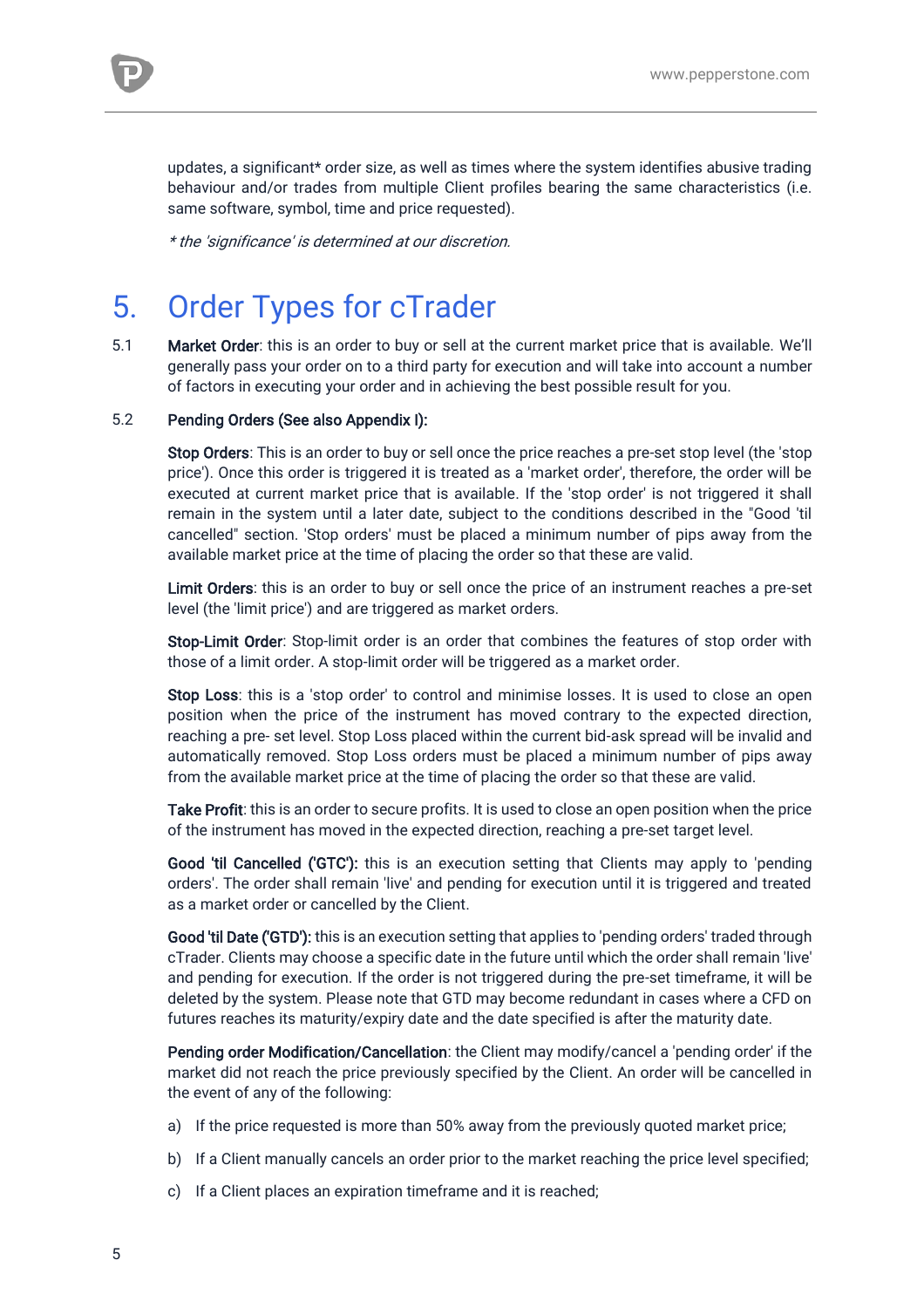updates, a significant* order size, as well as times where the system identifies abusive trading behaviour and/or trades from multiple Client profiles bearing the same characteristics (i.e. same software, symbol, time and price requested).

*\* the 'significance' is determined at our discretion.*

# 5. Order Types for cTrader

5.1 **Market Order**: this is an order to buy or sell at the current market price that is available. We'll generally pass your order on to a third party for execution and will take into account a number of factors in executing your order and in achieving the best possible result for you.

5.2 **Pending Orders (See also Appendix I):**

**Stop Orders**: This is an order to buy or sell once the price reaches a pre-set stop level (the 'stop price'). Once this order is triggered it is treated as a 'market order', therefore, the order will be executed at current market price that is available. If the 'stop order' is not triggered it shall remain in the system until a later date, subject to the conditions described in the "Good 'til cancelled" section. 'Stop orders' must be placed a minimum number of pips away from the available market price at the time of placing the order so that these are valid.

**Limit Orders**: this is an order to buy or sell once the price of an instrument reaches a pre-set level (the 'limit price') and are triggered as market orders.

**Stop-Limit Order**: Stop-limit order is an order that combines the features of stop order with those of a limit order. A stop-limit order will be triggered as a market order.

**Stop Loss**: this is a 'stop order' to control and minimise losses. It is used to close an open position when the price of the instrument has moved contrary to the expected direction, reaching a pre- set level. Stop Loss placed within the current bid-ask spread will be invalid and automatically removed. Stop Loss orders must be placed a minimum number of pips away from the available market price at the time of placing the order so that these are valid.

**Take Profit**: this is an order to secure profits. It is used to close an open position when the price of the instrument has moved in the expected direction, reaching a pre-set target level.

**Good 'til Cancelled ('GTC'):** this is an execution setting that Clients may apply to 'pending orders'. The order shall remain 'live' and pending for execution until it is triggered and treated as a market order or cancelled by the Client.

**Good 'til Date ('GTD'):** this is an execution setting that applies to 'pending orders' traded through cTrader. Clients may choose a specific date in the future until which the order shall remain 'live' and pending for execution. If the order is not triggered during the pre-set timeframe, it will be deleted by the system. Please note that GTD may become redundant in cases where a CFD on futures reaches its maturity/expiry date and the date specified is after the maturity date.

**Pending order Modification/Cancellation**: the Client may modify/cancel a 'pending order' if the market did not reach the price previously specified by the Client. An order will be cancelled in the event of any of the following:

a) If the price requested is more than 50% away from the previously quoted market price;

b) If a Client manually cancels an order prior to the market reaching the price level specified;

c) If a Client places an expiration timeframe and it is reached;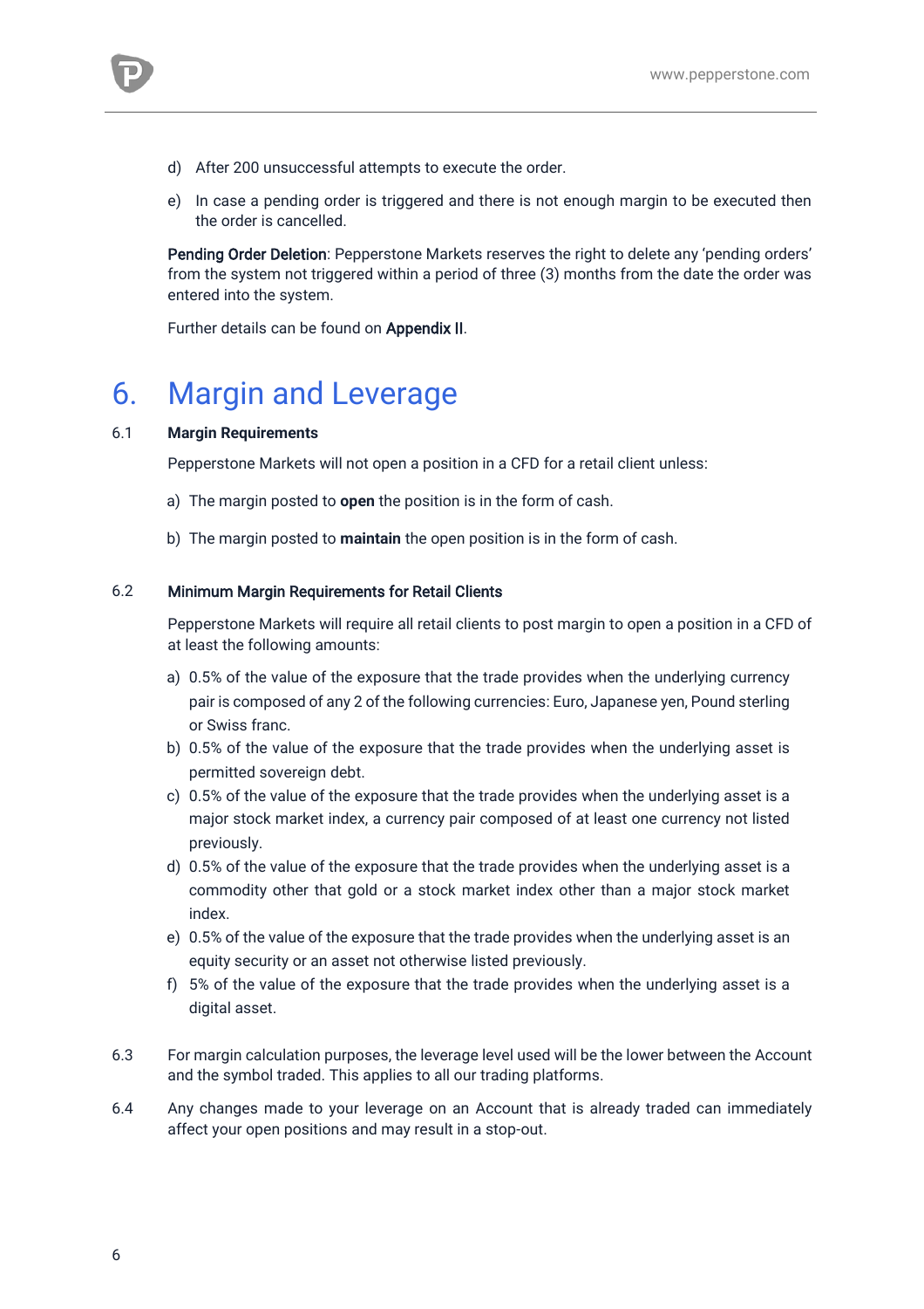d) After 200 unsuccessful attempts to execute the order.

e) In case a pending order is triggered and there is not enough margin to be executed then the order is cancelled.

**Pending Order Deletion**: Pepperstone Markets reserves the right to delete any 'pending orders' from the system not triggered within a period of three (3) months from the date the order was entered into the system.

Further details can be found on **Appendix II**.

# 6. Margin and Leverage

## 6.1 Margin Requirements

Pepperstone Markets will not open a position in a CFD for a retail client unless:

a) The margin posted to **open** the position is in the form of cash.

b) The margin posted to **maintain** the open position is in the form of cash.

## 6.2 Minimum Margin Requirements for Retail Clients

Pepperstone Markets will require all retail clients to post margin to open a position in a CFD of at least the following amounts:

a) 0.5% of the value of the exposure that the trade provides when the underlying currency pair is composed of any 2 of the following currencies: Euro, Japanese yen, Pound sterling or Swiss franc.

b) 0.5% of the value of the exposure that the trade provides when the underlying asset is permitted sovereign debt.

c) 0.5% of the value of the exposure that the trade provides when the underlying asset is a major stock market index, a currency pair composed of at least one currency not listed previously.

d) 0.5% of the value of the exposure that the trade provides when the underlying asset is a commodity other that gold or a stock market index other than a major stock market index.

e) 0.5% of the value of the exposure that the trade provides when the underlying asset is an equity security or an asset not otherwise listed previously.

f) 5% of the value of the exposure that the trade provides when the underlying asset is a digital asset.

6.3 For margin calculation purposes, the leverage level used will be the lower between the Account and the symbol traded. This applies to all our trading platforms.

6.4 Any changes made to your leverage on an Account that is already traded can immediately affect your open positions and may result in a stop-out.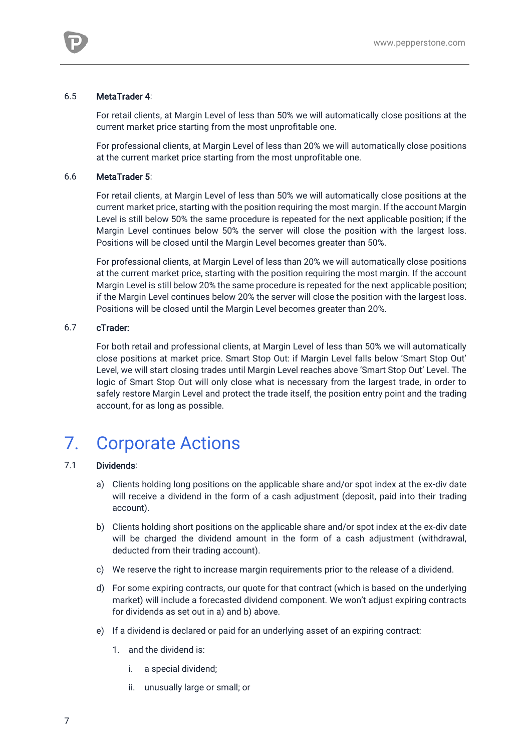6.5 **MetaTrader 4**:

For retail clients, at Margin Level of less than 50% we will automatically close positions at the current market price starting from the most unprofitable one.

For professional clients, at Margin Level of less than 20% we will automatically close positions at the current market price starting from the most unprofitable one.

6.6 **MetaTrader 5**:

For retail clients, at Margin Level of less than 50% we will automatically close positions at the current market price, starting with the position requiring the most margin. If the account Margin Level is still below 50% the same procedure is repeated for the next applicable position; if the Margin Level continues below 50% the server will close the position with the largest loss. Positions will be closed until the Margin Level becomes greater than 50%.

For professional clients, at Margin Level of less than 20% we will automatically close positions at the current market price, starting with the position requiring the most margin. If the account Margin Level is still below 20% the same procedure is repeated for the next applicable position; if the Margin Level continues below 20% the server will close the position with the largest loss. Positions will be closed until the Margin Level becomes greater than 20%.

6.7 **cTrader:**

For both retail and professional clients, at Margin Level of less than 50% we will automatically close positions at market price. Smart Stop Out: if Margin Level falls below 'Smart Stop Out' Level, we will start closing trades until Margin Level reaches above 'Smart Stop Out' Level. The logic of Smart Stop Out will only close what is necessary from the largest trade, in order to safely restore Margin Level and protect the trade itself, the position entry point and the trading account, for as long as possible.

# 7. Corporate Actions

7.1 **Dividends**:

a) Clients holding long positions on the applicable share and/or spot index at the ex-div date will receive a dividend in the form of a cash adjustment (deposit, paid into their trading account).

b) Clients holding short positions on the applicable share and/or spot index at the ex-div date will be charged the dividend amount in the form of a cash adjustment (withdrawal, deducted from their trading account).

c) We reserve the right to increase margin requirements prior to the release of a dividend.

d) For some expiring contracts, our quote for that contract (which is based on the underlying market) will include a forecasted dividend component. We won't adjust expiring contracts for dividends as set out in a) and b) above.

e) If a dividend is declared or paid for an underlying asset of an expiring contract:

   1. and the dividend is:

      i. a special dividend;

      ii. unusually large or small; or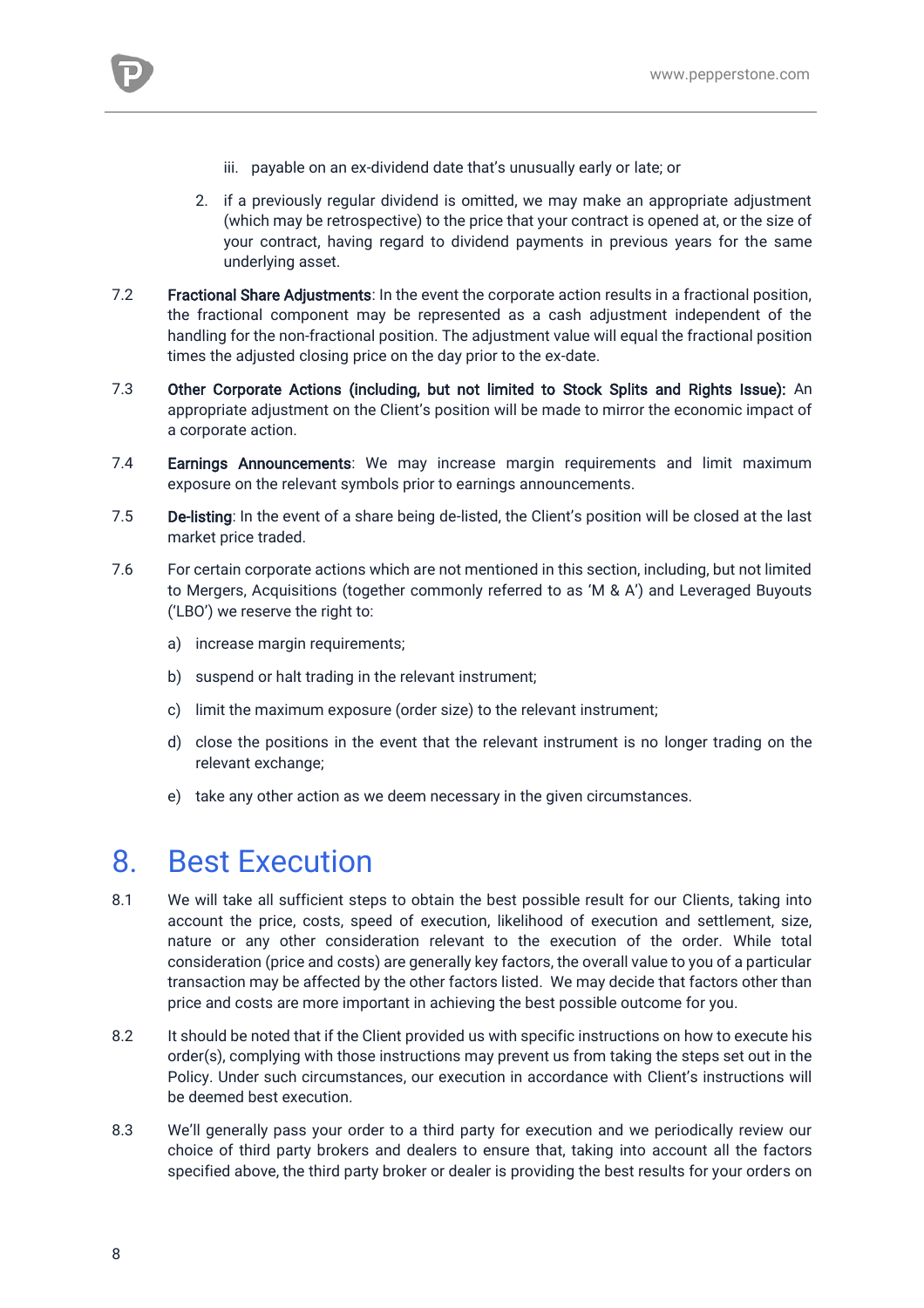iii. payable on an ex-dividend date that's unusually early or late; or

2. if a previously regular dividend is omitted, we may make an appropriate adjustment (which may be retrospective) to the price that your contract is opened at, or the size of your contract, having regard to dividend payments in previous years for the same underlying asset.

7.2 **Fractional Share Adjustments**: In the event the corporate action results in a fractional position, the fractional component may be represented as a cash adjustment independent of the handling for the non-fractional position. The adjustment value will equal the fractional position times the adjusted closing price on the day prior to the ex-date.

7.3 **Other Corporate Actions (including, but not limited to Stock Splits and Rights Issue):** An appropriate adjustment on the Client's position will be made to mirror the economic impact of a corporate action.

7.4 **Earnings Announcements**: We may increase margin requirements and limit maximum exposure on the relevant symbols prior to earnings announcements.

7.5 **De-listing**: In the event of a share being de-listed, the Client's position will be closed at the last market price traded.

7.6 For certain corporate actions which are not mentioned in this section, including, but not limited to Mergers, Acquisitions (together commonly referred to as 'M & A') and Leveraged Buyouts ('LBO') we reserve the right to:

a) increase margin requirements;

b) suspend or halt trading in the relevant instrument;

c) limit the maximum exposure (order size) to the relevant instrument;

d) close the positions in the event that the relevant instrument is no longer trading on the relevant exchange;

e) take any other action as we deem necessary in the given circumstances.

# 8. Best Execution

8.1 We will take all sufficient steps to obtain the best possible result for our Clients, taking into account the price, costs, speed of execution, likelihood of execution and settlement, size, nature or any other consideration relevant to the execution of the order. While total consideration (price and costs) are generally key factors, the overall value to you of a particular transaction may be affected by the other factors listed. We may decide that factors other than price and costs are more important in achieving the best possible outcome for you.

8.2 It should be noted that if the Client provided us with specific instructions on how to execute his order(s), complying with those instructions may prevent us from taking the steps set out in the Policy. Under such circumstances, our execution in accordance with Client's instructions will be deemed best execution.

8.3 We'll generally pass your order to a third party for execution and we periodically review our choice of third party brokers and dealers to ensure that, taking into account all the factors specified above, the third party broker or dealer is providing the best results for your orders on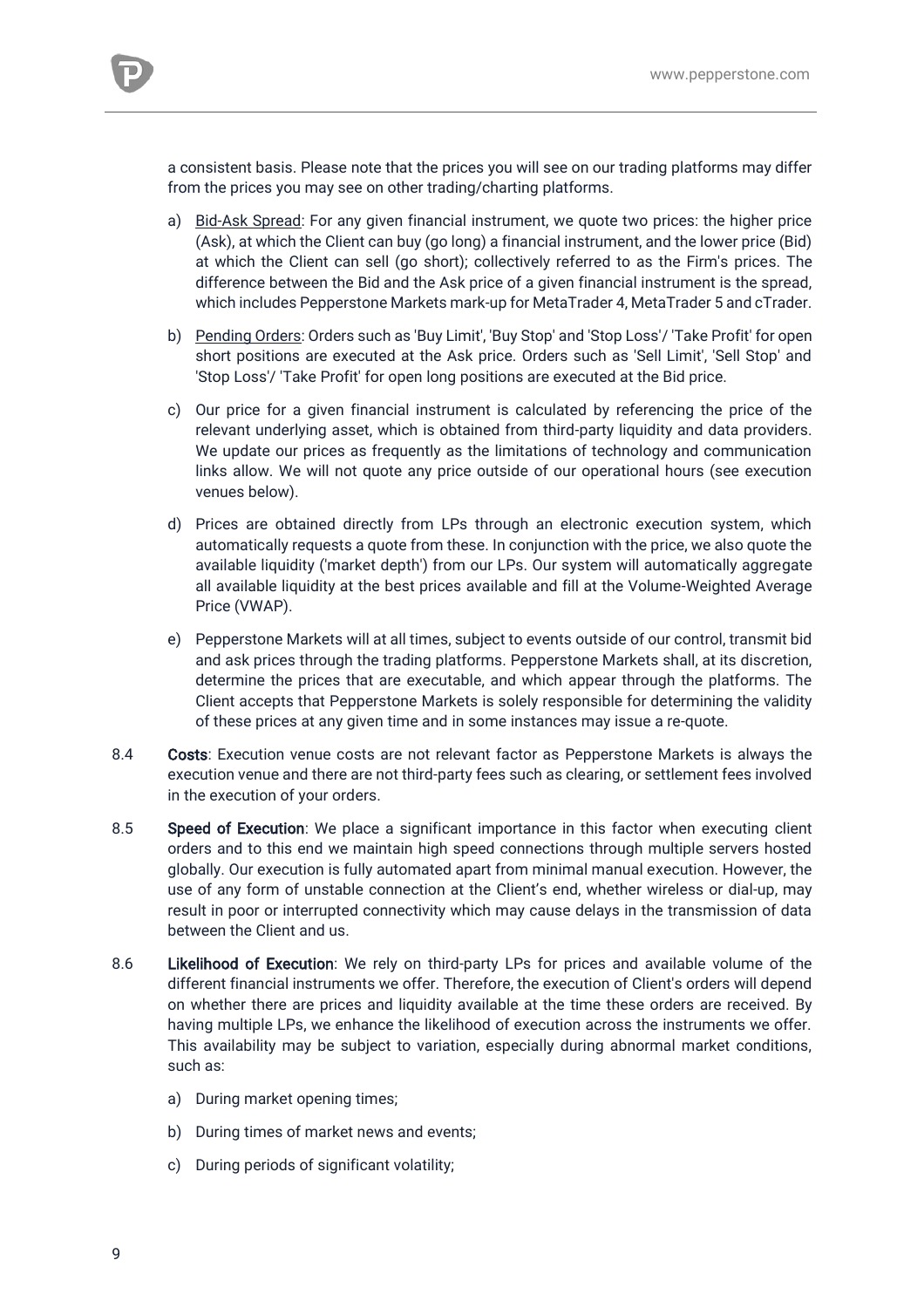a consistent basis. Please note that the prices you will see on our trading platforms may differ from the prices you may see on other trading/charting platforms.

a) Bid-Ask Spread: For any given financial instrument, we quote two prices: the higher price (Ask), at which the Client can buy (go long) a financial instrument, and the lower price (Bid) at which the Client can sell (go short); collectively referred to as the Firm's prices. The difference between the Bid and the Ask price of a given financial instrument is the spread, which includes Pepperstone Markets mark-up for MetaTrader 4, MetaTrader 5 and cTrader.

b) Pending Orders: Orders such as 'Buy Limit', 'Buy Stop' and 'Stop Loss'/ 'Take Profit' for open short positions are executed at the Ask price. Orders such as 'Sell Limit', 'Sell Stop' and 'Stop Loss'/ 'Take Profit' for open long positions are executed at the Bid price.

c) Our price for a given financial instrument is calculated by referencing the price of the relevant underlying asset, which is obtained from third-party liquidity and data providers. We update our prices as frequently as the limitations of technology and communication links allow. We will not quote any price outside of our operational hours (see execution venues below).

d) Prices are obtained directly from LPs through an electronic execution system, which automatically requests a quote from these. In conjunction with the price, we also quote the available liquidity ('market depth') from our LPs. Our system will automatically aggregate all available liquidity at the best prices available and fill at the Volume-Weighted Average Price (VWAP).

e) Pepperstone Markets will at all times, subject to events outside of our control, transmit bid and ask prices through the trading platforms. Pepperstone Markets shall, at its discretion, determine the prices that are executable, and which appear through the platforms. The Client accepts that Pepperstone Markets is solely responsible for determining the validity of these prices at any given time and in some instances may issue a re-quote.

8.4 **Costs**: Execution venue costs are not relevant factor as Pepperstone Markets is always the execution venue and there are not third-party fees such as clearing, or settlement fees involved in the execution of your orders.

8.5 **Speed of Execution**: We place a significant importance in this factor when executing client orders and to this end we maintain high speed connections through multiple servers hosted globally. Our execution is fully automated apart from minimal manual execution. However, the use of any form of unstable connection at the Client's end, whether wireless or dial-up, may result in poor or interrupted connectivity which may cause delays in the transmission of data between the Client and us.

8.6 **Likelihood of Execution**: We rely on third-party LPs for prices and available volume of the different financial instruments we offer. Therefore, the execution of Client's orders will depend on whether there are prices and liquidity available at the time these orders are received. By having multiple LPs, we enhance the likelihood of execution across the instruments we offer. This availability may be subject to variation, especially during abnormal market conditions, such as:

a) During market opening times;

b) During times of market news and events;

c) During periods of significant volatility;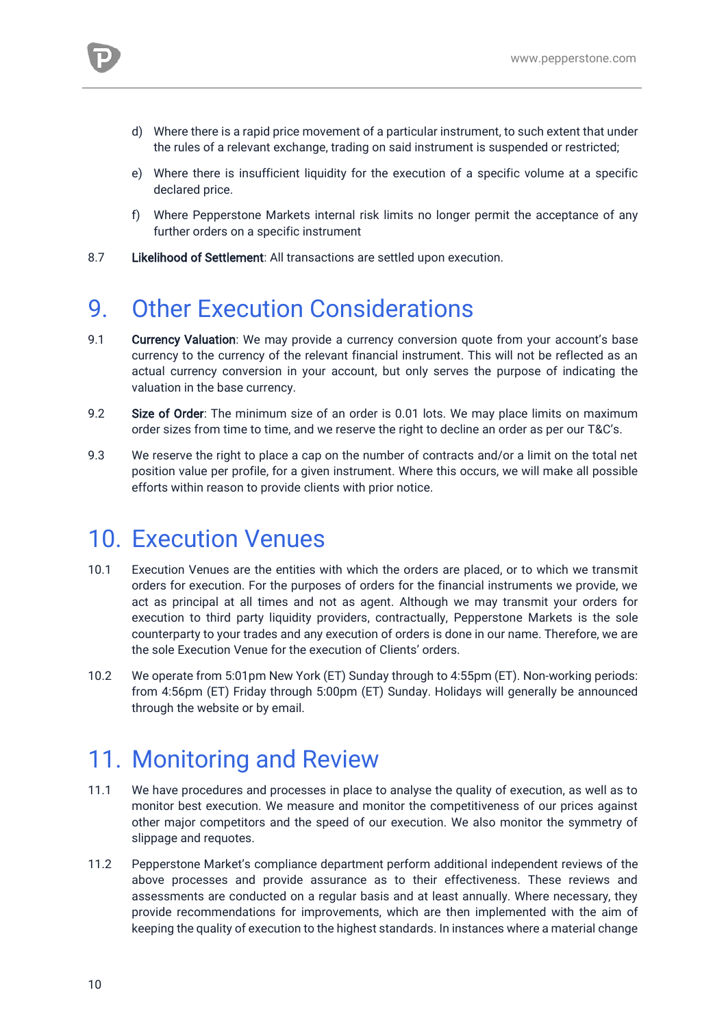d) Where there is a rapid price movement of a particular instrument, to such extent that under the rules of a relevant exchange, trading on said instrument is suspended or restricted;

e) Where there is insufficient liquidity for the execution of a specific volume at a specific declared price.

f) Where Pepperstone Markets internal risk limits no longer permit the acceptance of any further orders on a specific instrument

8.7 **Likelihood of Settlement**: All transactions are settled upon execution.

# 9. Other Execution Considerations

9.1 **Currency Valuation**: We may provide a currency conversion quote from your account's base currency to the currency of the relevant financial instrument. This will not be reflected as an actual currency conversion in your account, but only serves the purpose of indicating the valuation in the base currency.

9.2 **Size of Order**: The minimum size of an order is 0.01 lots. We may place limits on maximum order sizes from time to time, and we reserve the right to decline an order as per our T&C's.

9.3 We reserve the right to place a cap on the number of contracts and/or a limit on the total net position value per profile, for a given instrument. Where this occurs, we will make all possible efforts within reason to provide clients with prior notice.

# 10. Execution Venues

10.1 Execution Venues are the entities with which the orders are placed, or to which we transmit orders for execution. For the purposes of orders for the financial instruments we provide, we act as principal at all times and not as agent. Although we may transmit your orders for execution to third party liquidity providers, contractually, Pepperstone Markets is the sole counterparty to your trades and any execution of orders is done in our name. Therefore, we are the sole Execution Venue for the execution of Clients' orders.

10.2 We operate from 5:01pm New York (ET) Sunday through to 4:55pm (ET). Non-working periods: from 4:56pm (ET) Friday through 5:00pm (ET) Sunday. Holidays will generally be announced through the website or by email.

# 11. Monitoring and Review

11.1 We have procedures and processes in place to analyse the quality of execution, as well as to monitor best execution. We measure and monitor the competitiveness of our prices against other major competitors and the speed of our execution. We also monitor the symmetry of slippage and requotes.

11.2 Pepperstone Market's compliance department perform additional independent reviews of the above processes and provide assurance as to their effectiveness. These reviews and assessments are conducted on a regular basis and at least annually. Where necessary, they provide recommendations for improvements, which are then implemented with the aim of keeping the quality of execution to the highest standards. In instances where a material change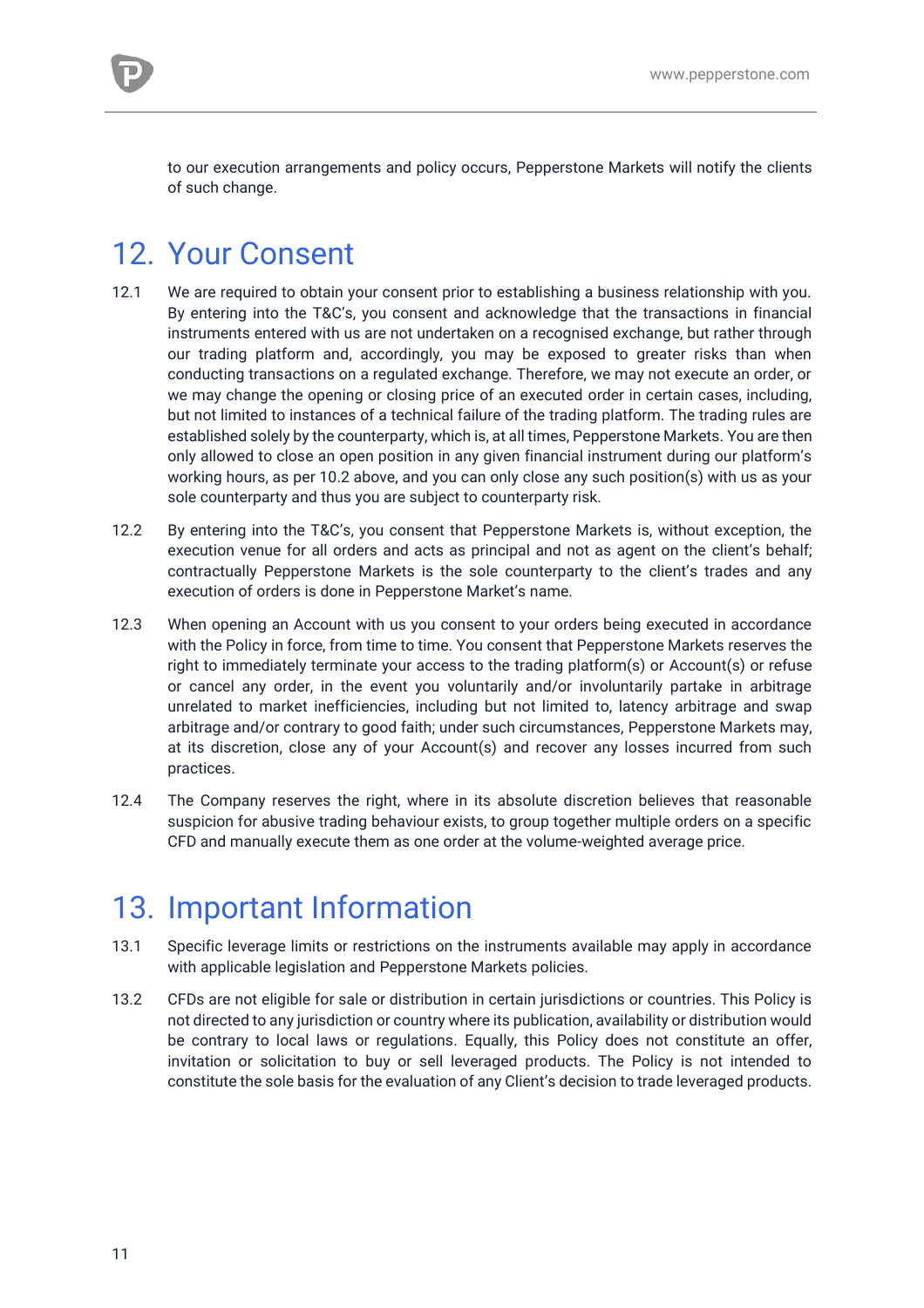to our execution arrangements and policy occurs, Pepperstone Markets will notify the clients of such change.

# 12. Your Consent

12.1 We are required to obtain your consent prior to establishing a business relationship with you. By entering into the T&C's, you consent and acknowledge that the transactions in financial instruments entered with us are not undertaken on a recognised exchange, but rather through our trading platform and, accordingly, you may be exposed to greater risks than when conducting transactions on a regulated exchange. Therefore, we may not execute an order, or we may change the opening or closing price of an executed order in certain cases, including, but not limited to instances of a technical failure of the trading platform. The trading rules are established solely by the counterparty, which is, at all times, Pepperstone Markets. You are then only allowed to close an open position in any given financial instrument during our platform's working hours, as per 10.2 above, and you can only close any such position(s) with us as your sole counterparty and thus you are subject to counterparty risk.

12.2 By entering into the T&C's, you consent that Pepperstone Markets is, without exception, the execution venue for all orders and acts as principal and not as agent on the client's behalf; contractually Pepperstone Markets is the sole counterparty to the client's trades and any execution of orders is done in Pepperstone Market's name.

12.3 When opening an Account with us you consent to your orders being executed in accordance with the Policy in force, from time to time. You consent that Pepperstone Markets reserves the right to immediately terminate your access to the trading platform(s) or Account(s) or refuse or cancel any order, in the event you voluntarily and/or involuntarily partake in arbitrage unrelated to market inefficiencies, including but not limited to, latency arbitrage and swap arbitrage and/or contrary to good faith; under such circumstances, Pepperstone Markets may, at its discretion, close any of your Account(s) and recover any losses incurred from such practices.

12.4 The Company reserves the right, where in its absolute discretion believes that reasonable suspicion for abusive trading behaviour exists, to group together multiple orders on a specific CFD and manually execute them as one order at the volume-weighted average price.

# 13. Important Information

13.1 Specific leverage limits or restrictions on the instruments available may apply in accordance with applicable legislation and Pepperstone Markets policies.

13.2 CFDs are not eligible for sale or distribution in certain jurisdictions or countries. This Policy is not directed to any jurisdiction or country where its publication, availability or distribution would be contrary to local laws or regulations. Equally, this Policy does not constitute an offer, invitation or solicitation to buy or sell leveraged products. The Policy is not intended to constitute the sole basis for the evaluation of any Client's decision to trade leveraged products.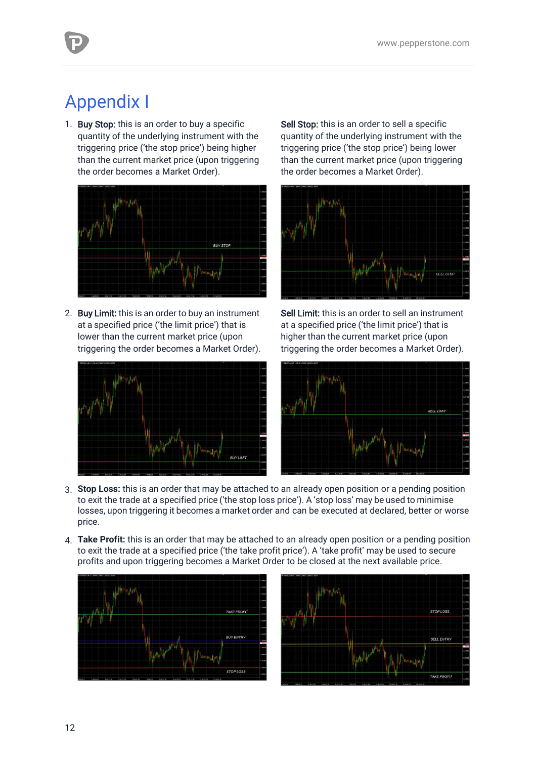# Appendix I

1. **Buy Stop:** this is an order to buy a specific quantity of the underlying instrument with the triggering price ('the stop price') being higher than the current market price (upon triggering the order becomes a Market Order).

   **Sell Stop:** this is an order to sell a specific quantity of the underlying instrument with the triggering price ('the stop price') being lower than the current market price (upon triggering the order becomes a Market Order).

2. **Buy Limit:** this is an order to buy an instrument at a specified price ('the limit price') that is lower than the current market price (upon triggering the order becomes a Market Order).

   **Sell Limit:** this is an order to sell an instrument at a specified price ('the limit price') that is higher than the current market price (upon triggering the order becomes a Market Order).

3. **Stop Loss:** this is an order that may be attached to an already open position or a pending position to exit the trade at a specified price ('the stop loss price'). A 'stop loss' may be used to minimise losses, upon triggering it becomes a market order and can be executed at declared, better or worse price.

4. **Take Profit:** this is an order that may be attached to an already open position or a pending position to exit the trade at a specified price ('the take profit price'). A 'take profit' may be used to secure profits and upon triggering becomes a Market Order to be closed at the next available price.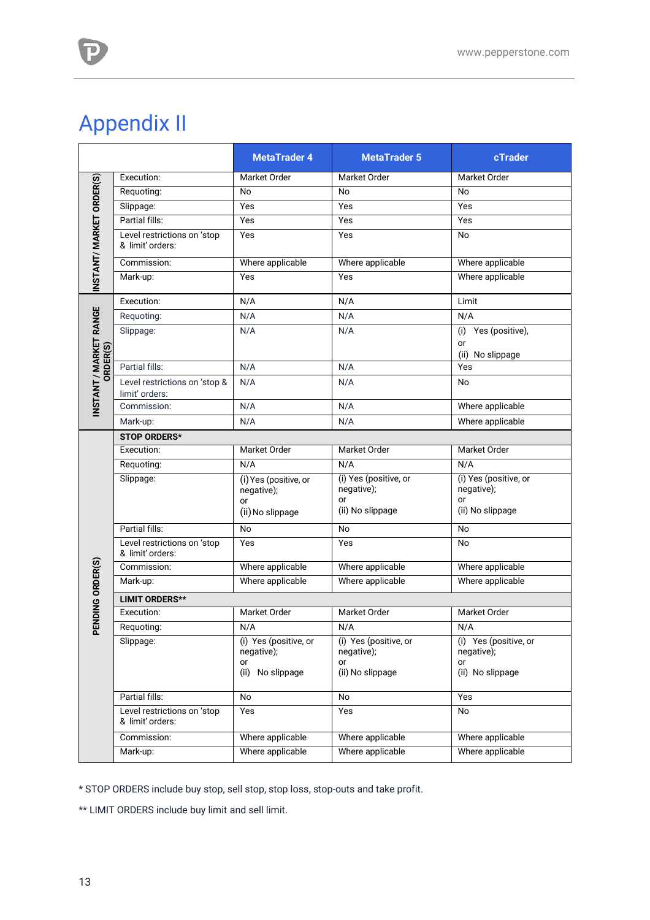# Appendix II

| | | MetaTrader 4 | MetaTrader 5 | cTrader |
|---|---|---|---|---|
| INSTANT/ MARKET ORDER(S) | Execution: | Market Order | Market Order | Market Order |
| | Requoting: | No | No | No |
| | Slippage: | Yes | Yes | Yes |
| | Partial fills: | Yes | Yes | Yes |
| | Level restrictions on 'stop & limit' orders: | Yes | Yes | No |
| | Commission: | Where applicable | Where applicable | Where applicable |
| | Mark-up: | Yes | Yes | Where applicable |
| INSTANT / MARKET RANGE ORDER(S) | Execution: | N/A | N/A | Limit |
| | Requoting: | N/A | N/A | N/A |
| | Slippage: | N/A | N/A | (i) Yes (positive), or (ii) No slippage |
| | Partial fills: | N/A | N/A | Yes |
| | Level restrictions on 'stop & limit' orders: | N/A | N/A | No |
| | Commission: | N/A | N/A | Where applicable |
| | Mark-up: | N/A | N/A | Where applicable |
| PENDING ORDER(S) | **STOP ORDERS*** | | | |
| | Execution: | Market Order | Market Order | Market Order |
| | Requoting: | N/A | N/A | N/A |
| | Slippage: | (i) Yes (positive, or negative); or (ii) No slippage | (i) Yes (positive, or negative); or (ii) No slippage | (i) Yes (positive, or negative); or (ii) No slippage |
| | Partial fills: | No | No | No |
| | Level restrictions on 'stop & limit' orders: | Yes | Yes | No |
| | Commission: | Where applicable | Where applicable | Where applicable |
| | Mark-up: | Where applicable | Where applicable | Where applicable |
| | **LIMIT ORDERS**** | | | |
| | Execution: | Market Order | Market Order | Market Order |
| | Requoting: | N/A | N/A | N/A |
| | Slippage: | (i) Yes (positive, or negative); or (ii) No slippage | (i) Yes (positive, or negative); or (ii) No slippage | (i) Yes (positive, or negative); or (ii) No slippage |
| | Partial fills: | No | No | Yes |
| | Level restrictions on 'stop & limit' orders: | Yes | Yes | No |
| | Commission: | Where applicable | Where applicable | Where applicable |
| | Mark-up: | Where applicable | Where applicable | Where applicable |

* STOP ORDERS include buy stop, sell stop, stop loss, stop-outs and take profit.

** LIMIT ORDERS include buy limit and sell limit.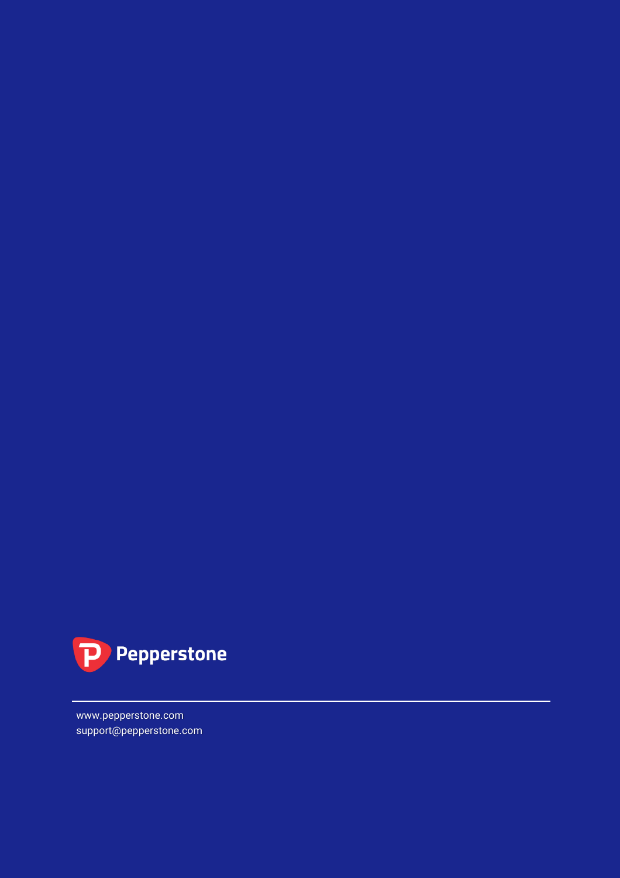Pepperstone

www.pepperstone.com
support@pepperstone.com